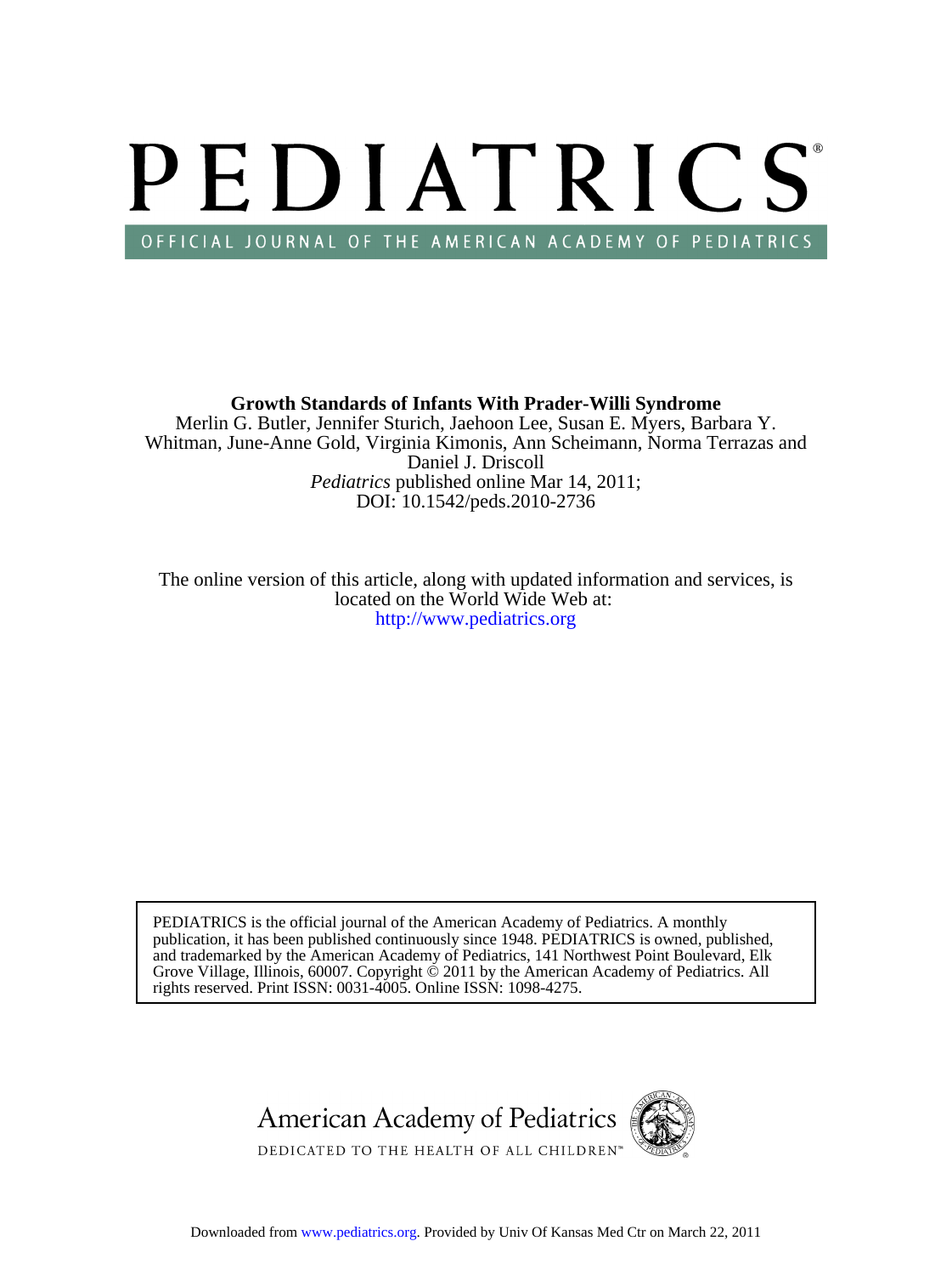# PEDIATRICS

OFFICIAL JOURNAL OF THE AMERICAN ACADEMY OF PEDIATRICS

**Growth Standards of Infants With Prader-Willi Syndrome**

Merlin G. Butler, Jennifer Sturich, Jaehoon Lee, Susan E. Myers, Barbara Y. Whitman, June-Anne Gold, Virginia Kimonis, Ann Scheimann, Norma Terrazas and Daniel J. Driscoll

*Pediatrics* published online Mar 14, 2011;

DOI: 10.1542/peds.2010-2736

The online version of this article, along with updated information and services, is located on the World Wide Web at:

http://www.pediatrics.org

PEDIATRICS is the official journal of the American Academy of Pediatrics. A monthly publication, it has been published continuously since 1948. PEDIATRICS is owned, published, and trademarked by the American Academy of Pediatrics, 141 Northwest Point Boulevard, Elk Grove Village, Illinois, 60007. Copyright © 2011 by the American Academy of Pediatrics. All rights reserved. Print ISSN: 0031-4005. Online ISSN: 1098-4275.

American Academy of Pediatrics

DEDICATED TO THE HEALTH OF ALL CHILDREN™

Downloaded from www.pediatrics.org. Provided by Univ Of Kansas Med Ctr on March 22, 2011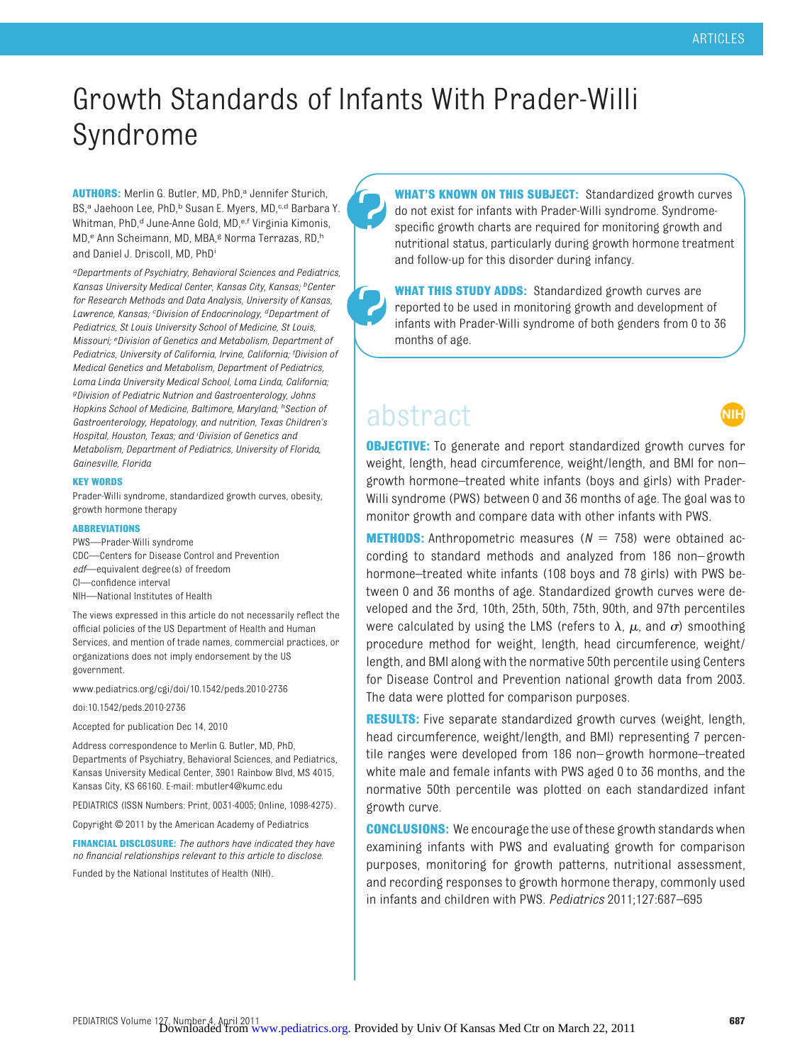# Growth Standards of Infants With Prader-Willi Syndrome

**AUTHORS:** Merlin G. Butler, MD, PhD,[a] Jennifer Sturich, BS,[a] Jaehoon Lee, PhD,[b] Susan E. Myers, MD,[c,d] Barbara Y. Whitman, PhD,[d] June-Anne Gold, MD,[e,f] Virginia Kimonis, MD,[e] Ann Scheimann, MD, MBA,[g] Norma Terrazas, RD,[h] and Daniel J. Driscoll, MD, PhD[i]

[a]Departments of Psychiatry, Behavioral Sciences and Pediatrics, Kansas University Medical Center, Kansas City, Kansas; [b]Center for Research Methods and Data Analysis, University of Kansas, Lawrence, Kansas; [c]Division of Endocrinology, [d]Department of Pediatrics, St Louis University School of Medicine, St Louis, Missouri; [e]Division of Genetics and Metabolism, Department of Pediatrics, University of California, Irvine, California; [f]Division of Medical Genetics and Metabolism, Department of Pediatrics, Loma Linda University Medical School, Loma Linda, California; [g]Division of Pediatric Nutrion and Gastroenterology, Johns Hopkins School of Medicine, Baltimore, Maryland; [h]Section of Gastroenterology, Hepatology, and nutrition, Texas Children's Hospital, Houston, Texas; and [i]Division of Genetics and Metabolism, Department of Pediatrics, University of Florida, Gainesville, Florida

**KEY WORDS**

Prader-Willi syndrome, standardized growth curves, obesity, growth hormone therapy

**ABBREVIATIONS**

PWS—Prader-Willi syndrome
CDC—Centers for Disease Control and Prevention
*edf*—equivalent degree(s) of freedom
CI—confidence interval
NIH—National Institutes of Health

The views expressed in this article do not necessarily reflect the official policies of the US Department of Health and Human Services, and mention of trade names, commercial practices, or organizations does not imply endorsement by the US government.

www.pediatrics.org/cgi/doi/10.1542/peds.2010-2736

doi:10.1542/peds.2010-2736

Accepted for publication Dec 14, 2010

Address correspondence to Merlin G. Butler, MD, PhD, Departments of Psychiatry, Behavioral Sciences, and Pediatrics, Kansas University Medical Center, 3901 Rainbow Blvd, MS 4015, Kansas City, KS 66160. E-mail: mbutler4@kumc.edu

PEDIATRICS (ISSN Numbers: Print, 0031-4005; Online, 1098-4275).

Copyright © 2011 by the American Academy of Pediatrics

**FINANCIAL DISCLOSURE:** *The authors have indicated they have no financial relationships relevant to this article to disclose.*

Funded by the National Institutes of Health (NIH).

**WHAT'S KNOWN ON THIS SUBJECT:** Standardized growth curves do not exist for infants with Prader-Willi syndrome. Syndrome-specific growth charts are required for monitoring growth and nutritional status, particularly during growth hormone treatment and follow-up for this disorder during infancy.

**WHAT THIS STUDY ADDS:** Standardized growth curves are reported to be used in monitoring growth and development of infants with Prader-Willi syndrome of both genders from 0 to 36 months of age.

## abstract

**OBJECTIVE:** To generate and report standardized growth curves for weight, length, head circumference, weight/length, and BMI for non–growth hormone–treated white infants (boys and girls) with Prader-Willi syndrome (PWS) between 0 and 36 months of age. The goal was to monitor growth and compare data with other infants with PWS.

**METHODS:** Anthropometric measures ($N = 758$) were obtained according to standard methods and analyzed from 186 non–growth hormone–treated white infants (108 boys and 78 girls) with PWS between 0 and 36 months of age. Standardized growth curves were developed and the 3rd, 10th, 25th, 50th, 75th, 90th, and 97th percentiles were calculated by using the LMS (refers to $\lambda$, $\mu$, and $\sigma$) smoothing procedure method for weight, length, head circumference, weight/length, and BMI along with the normative 50th percentile using Centers for Disease Control and Prevention national growth data from 2003. The data were plotted for comparison purposes.

**RESULTS:** Five separate standardized growth curves (weight, length, head circumference, weight/length, and BMI) representing 7 percentile ranges were developed from 186 non–growth hormone–treated white male and female infants with PWS aged 0 to 36 months, and the normative 50th percentile was plotted on each standardized infant growth curve.

**CONCLUSIONS:** We encourage the use of these growth standards when examining infants with PWS and evaluating growth for comparison purposes, monitoring for growth patterns, nutritional assessment, and recording responses to growth hormone therapy, commonly used in infants and children with PWS. *Pediatrics* 2011;127:687–695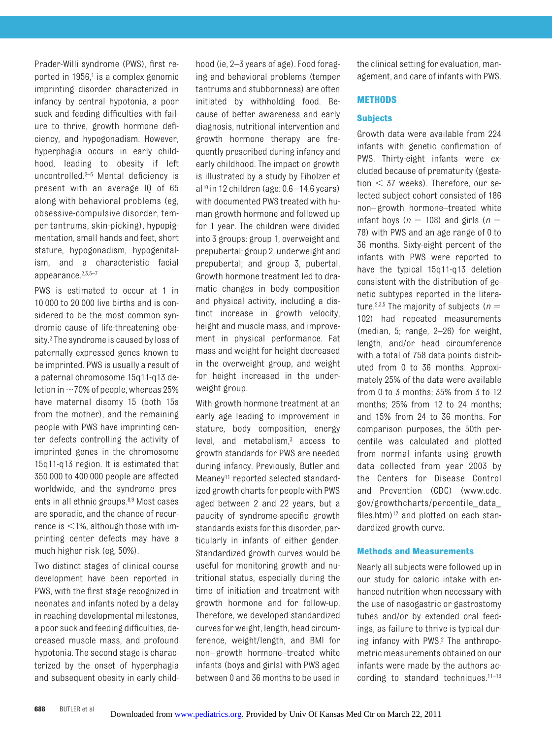Prader-Willi syndrome (PWS), first reported in 1956,[1] is a complex genomic imprinting disorder characterized in infancy by central hypotonia, a poor suck and feeding difficulties with failure to thrive, growth hormone deficiency, and hypogonadism. However, hyperphagia occurs in early childhood, leading to obesity if left uncontrolled.[2–5] Mental deficiency is present with an average IQ of 65 along with behavioral problems (eg, obsessive-compulsive disorder, temper tantrums, skin-picking), hypopigmentation, small hands and feet, short stature, hypogonadism, hypogenitalism, and a characteristic facial appearance.[2,3,5–7]

PWS is estimated to occur at 1 in 10 000 to 20 000 live births and is considered to be the most common syndromic cause of life-threatening obesity.[2] The syndrome is caused by loss of paternally expressed genes known to be imprinted. PWS is usually a result of a paternal chromosome 15q11-q13 deletion in ~70% of people, whereas 25% have maternal disomy 15 (both 15s from the mother), and the remaining people with PWS have imprinting center defects controlling the activity of imprinted genes in the chromosome 15q11-q13 region. It is estimated that 350 000 to 400 000 people are affected worldwide, and the syndrome presents in all ethnic groups.[8,9] Most cases are sporadic, and the chance of recurrence is <1%, although those with imprinting center defects may have a much higher risk (eg, 50%).

Two distinct stages of clinical course development have been reported in PWS, with the first stage recognized in neonates and infants noted by a delay in reaching developmental milestones, a poor suck and feeding difficulties, decreased muscle mass, and profound hypotonia. The second stage is characterized by the onset of hyperphagia and subsequent obesity in early childhood (ie, 2–3 years of age). Food foraging and behavioral problems (temper tantrums and stubbornness) are often initiated by withholding food. Because of better awareness and early diagnosis, nutritional intervention and growth hormone therapy are frequently prescribed during infancy and early childhood. The impact on growth is illustrated by a study by Eiholzer et al[10] in 12 children (age: 0.6–14.6 years) with documented PWS treated with human growth hormone and followed up for 1 year. The children were divided into 3 groups: group 1, overweight and prepubertal; group 2, underweight and prepubertal; and group 3, pubertal. Growth hormone treatment led to dramatic changes in body composition and physical activity, including a distinct increase in growth velocity, height and muscle mass, and improvement in physical performance. Fat mass and weight for height decreased in the overweight group, and weight for height increased in the underweight group.

With growth hormone treatment at an early age leading to improvement in stature, body composition, energy level, and metabolism,[3] access to growth standards for PWS are needed during infancy. Previously, Butler and Meaney[11] reported selected standardized growth charts for people with PWS aged between 2 and 22 years, but a paucity of syndrome-specific growth standards exists for this disorder, particularly in infants of either gender. Standardized growth curves would be useful for monitoring growth and nutritional status, especially during the time of initiation and treatment with growth hormone and for follow-up. Therefore, we developed standardized curves for weight, length, head circumference, weight/length, and BMI for non–growth hormone–treated white infants (boys and girls) with PWS aged between 0 and 36 months to be used in the clinical setting for evaluation, management, and care of infants with PWS.

## METHODS

### Subjects

Growth data were available from 224 infants with genetic confirmation of PWS. Thirty-eight infants were excluded because of prematurity (gestation < 37 weeks). Therefore, our selected subject cohort consisted of 186 non–growth hormone–treated white infant boys ($n$ = 108) and girls ($n$ = 78) with PWS and an age range of 0 to 36 months. Sixty-eight percent of the infants with PWS were reported to have the typical 15q11-q13 deletion consistent with the distribution of genetic subtypes reported in the literature.[2,3,5] The majority of subjects ($n$ = 102) had repeated measurements (median, 5; range, 2–26) for weight, length, and/or head circumference with a total of 758 data points distributed from 0 to 36 months. Approximately 25% of the data were available from 0 to 3 months; 35% from 3 to 12 months; 25% from 12 to 24 months; and 15% from 24 to 36 months. For comparison purposes, the 50th percentile was calculated and plotted from normal infants using growth data collected from year 2003 by the Centers for Disease Control and Prevention (CDC) (www.cdc.gov/growthcharts/percentile_data_files.htm)[12] and plotted on each standardized growth curve.

### Methods and Measurements

Nearly all subjects were followed up in our study for caloric intake with enhanced nutrition when necessary with the use of nasogastric or gastrostomy tubes and/or by extended oral feedings, as failure to thrive is typical during infancy with PWS.[2] The anthropometric measurements obtained on our infants were made by the authors according to standard techniques.[11–13]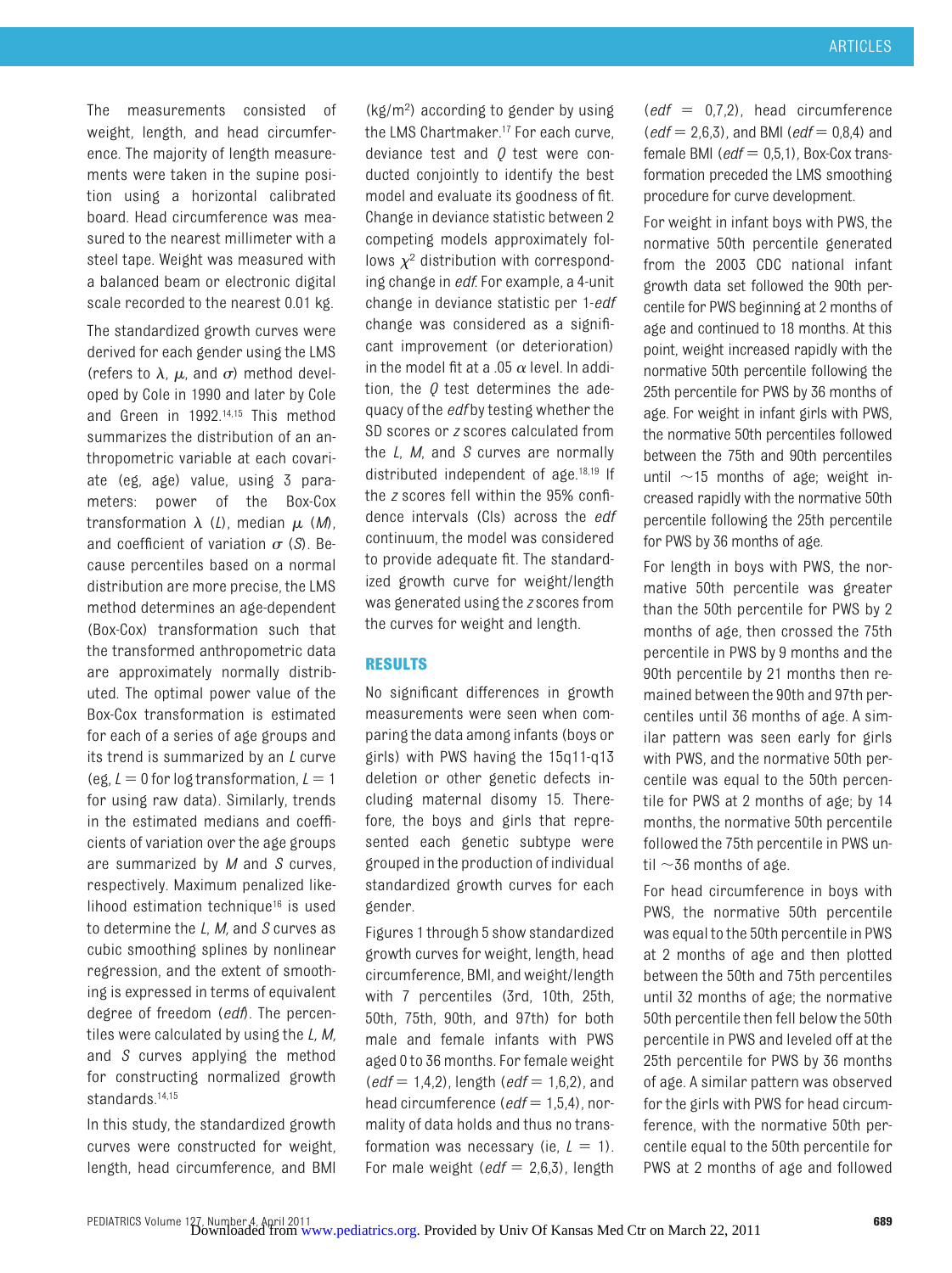The measurements consisted of weight, length, and head circumference. The majority of length measurements were taken in the supine position using a horizontal calibrated board. Head circumference was measured to the nearest millimeter with a steel tape. Weight was measured with a balanced beam or electronic digital scale recorded to the nearest 0.01 kg.

The standardized growth curves were derived for each gender using the LMS (refers to $\lambda$, $\mu$, and $\sigma$) method developed by Cole in 1990 and later by Cole and Green in 1992.[14,15] This method summarizes the distribution of an anthropometric variable at each covariate (eg, age) value, using 3 parameters: power of the Box-Cox transformation $\lambda$ (*L*), median $\mu$ (*M*), and coefficient of variation $\sigma$ (*S*). Because percentiles based on a normal distribution are more precise, the LMS method determines an age-dependent (Box-Cox) transformation such that the transformed anthropometric data are approximately normally distributed. The optimal power value of the Box-Cox transformation is estimated for each of a series of age groups and its trend is summarized by an *L* curve (eg, $L = 0$ for log transformation, $L = 1$ for using raw data). Similarly, trends in the estimated medians and coefficients of variation over the age groups are summarized by *M* and *S* curves, respectively. Maximum penalized likelihood estimation technique[16] is used to determine the *L*, *M*, and *S* curves as cubic smoothing splines by nonlinear regression, and the extent of smoothing is expressed in terms of equivalent degree of freedom (*edf*). The percentiles were calculated by using the *L*, *M*, and *S* curves applying the method for constructing normalized growth standards.[14,15]

In this study, the standardized growth curves were constructed for weight, length, head circumference, and BMI (kg/m$^2$) according to gender by using the LMS Chartmaker.[17] For each curve, deviance test and *Q* test were conducted conjointly to identify the best model and evaluate its goodness of fit. Change in deviance statistic between 2 competing models approximately follows $\chi^2$ distribution with corresponding change in *edf*. For example, a 4-unit change in deviance statistic per 1-*edf* change was considered as a significant improvement (or deterioration) in the model fit at a .05 $\alpha$ level. In addition, the *Q* test determines the adequacy of the *edf* by testing whether the SD scores or *z* scores calculated from the *L*, *M*, and *S* curves are normally distributed independent of age.[18,19] If the *z* scores fell within the 95% confidence intervals (CIs) across the *edf* continuum, the model was considered to provide adequate fit. The standardized growth curve for weight/length was generated using the *z* scores from the curves for weight and length.

## RESULTS

No significant differences in growth measurements were seen when comparing the data among infants (boys or girls) with PWS having the 15q11-q13 deletion or other genetic defects including maternal disomy 15. Therefore, the boys and girls that represented each genetic subtype were grouped in the production of individual standardized growth curves for each gender.

Figures 1 through 5 show standardized growth curves for weight, length, head circumference, BMI, and weight/length with 7 percentiles (3rd, 10th, 25th, 50th, 75th, 90th, and 97th) for both male and female infants with PWS aged 0 to 36 months. For female weight (*edf* = 1,4,2), length (*edf* = 1,6,2), and head circumference (*edf* = 1,5,4), normality of data holds and thus no transformation was necessary (ie, $L = 1$). For male weight (*edf* = 2,6,3), length (*edf* = 0,7,2), head circumference (*edf* = 2,6,3), and BMI (*edf* = 0,8,4) and female BMI (*edf* = 0,5,1), Box-Cox transformation preceded the LMS smoothing procedure for curve development.

For weight in infant boys with PWS, the normative 50th percentile generated from the 2003 CDC national infant growth data set followed the 90th percentile for PWS beginning at 2 months of age and continued to 18 months. At this point, weight increased rapidly with the normative 50th percentile following the 25th percentile for PWS by 36 months of age. For weight in infant girls with PWS, the normative 50th percentiles followed between the 75th and 90th percentiles until ~15 months of age; weight increased rapidly with the normative 50th percentile following the 25th percentile for PWS by 36 months of age.

For length in boys with PWS, the normative 50th percentile was greater than the 50th percentile for PWS by 2 months of age, then crossed the 75th percentile in PWS by 9 months and the 90th percentile by 21 months then remained between the 90th and 97th percentiles until 36 months of age. A similar pattern was seen early for girls with PWS, and the normative 50th percentile was equal to the 50th percentile for PWS at 2 months of age; by 14 months, the normative 50th percentile followed the 75th percentile in PWS until ~36 months of age.

For head circumference in boys with PWS, the normative 50th percentile was equal to the 50th percentile in PWS at 2 months of age and then plotted between the 50th and 75th percentiles until 32 months of age; the normative 50th percentile then fell below the 50th percentile in PWS and leveled off at the 25th percentile for PWS by 36 months of age. A similar pattern was observed for the girls with PWS for head circumference, with the normative 50th percentile equal to the 50th percentile for PWS at 2 months of age and followed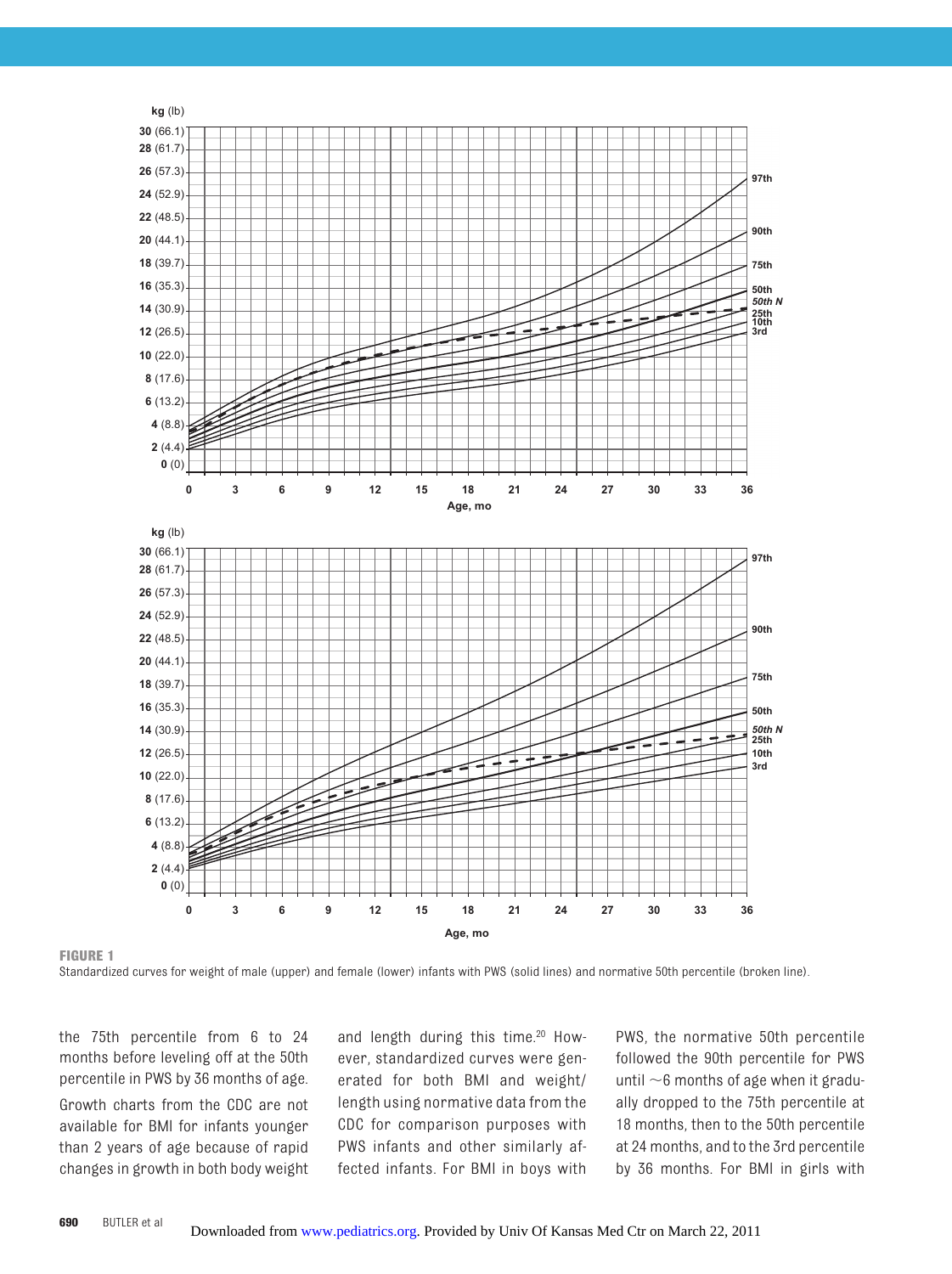FIGURE 1

Standardized curves for weight of male (upper) and female (lower) infants with PWS (solid lines) and normative 50th percentile (broken line).

the 75th percentile from 6 to 24 months before leveling off at the 50th percentile in PWS by 36 months of age.

Growth charts from the CDC are not available for BMI for infants younger than 2 years of age because of rapid changes in growth in both body weight and length during this time.[20] However, standardized curves were generated for both BMI and weight/length using normative data from the CDC for comparison purposes with PWS infants and other similarly affected infants. For BMI in boys with PWS, the normative 50th percentile followed the 90th percentile for PWS until ~6 months of age when it gradually dropped to the 75th percentile at 18 months, then to the 50th percentile at 24 months, and to the 3rd percentile by 36 months. For BMI in girls with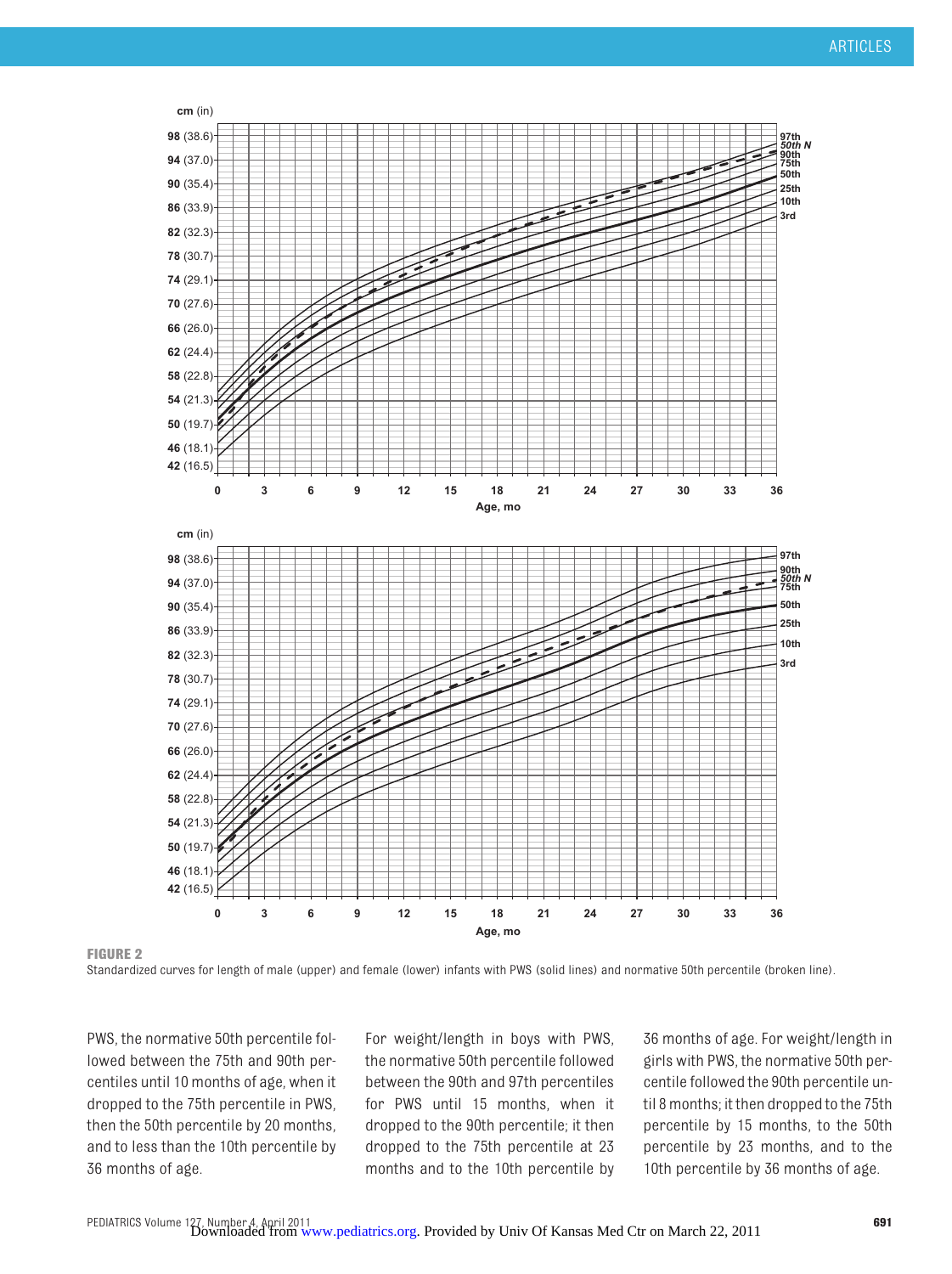FIGURE 2

Standardized curves for length of male (upper) and female (lower) infants with PWS (solid lines) and normative 50th percentile (broken line).

PWS, the normative 50th percentile followed between the 75th and 90th percentiles until 10 months of age, when it dropped to the 75th percentile in PWS, then the 50th percentile by 20 months, and to less than the 10th percentile by 36 months of age.

For weight/length in boys with PWS, the normative 50th percentile followed between the 90th and 97th percentiles for PWS until 15 months, when it dropped to the 90th percentile; it then dropped to the 75th percentile at 23 months and to the 10th percentile by 36 months of age. For weight/length in girls with PWS, the normative 50th percentile followed the 90th percentile until 8 months; it then dropped to the 75th percentile by 15 months, to the 50th percentile by 23 months, and to the 10th percentile by 36 months of age.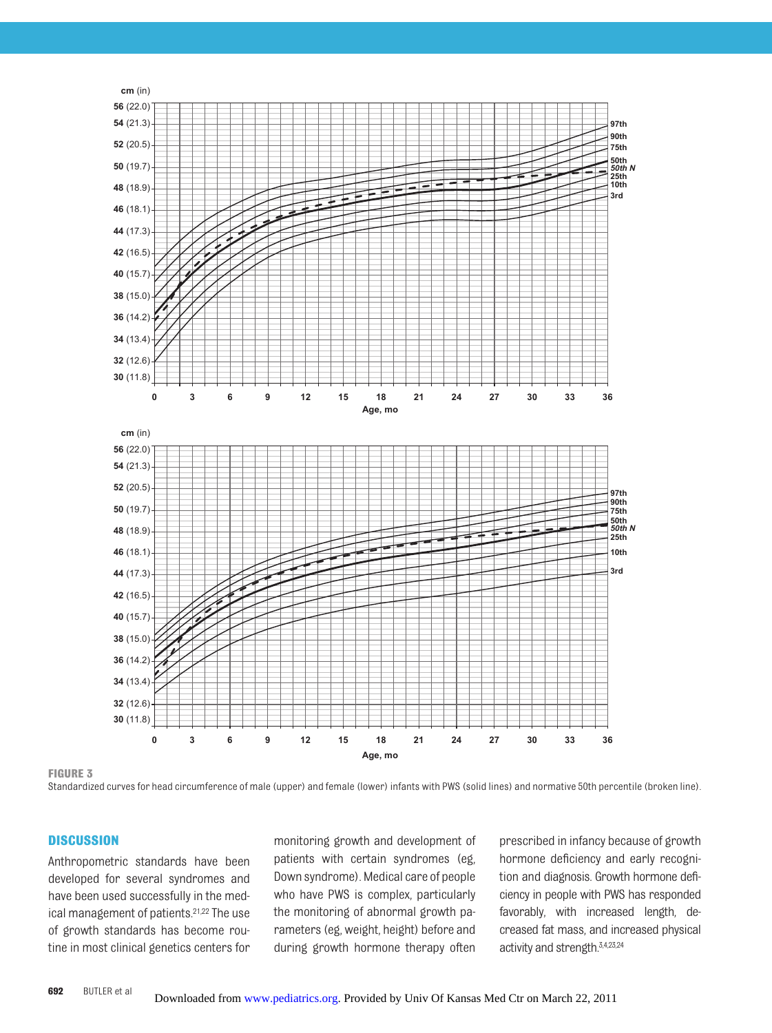FIGURE 3

Standardized curves for head circumference of male (upper) and female (lower) infants with PWS (solid lines) and normative 50th percentile (broken line).

## DISCUSSION

Anthropometric standards have been developed for several syndromes and have been used successfully in the medical management of patients.[21,22] The use of growth standards has become routine in most clinical genetics centers for monitoring growth and development of patients with certain syndromes (eg, Down syndrome). Medical care of people who have PWS is complex, particularly the monitoring of abnormal growth parameters (eg, weight, height) before and during growth hormone therapy often prescribed in infancy because of growth hormone deficiency and early recognition and diagnosis. Growth hormone deficiency in people with PWS has responded favorably, with increased length, decreased fat mass, and increased physical activity and strength.[3,4,23,24]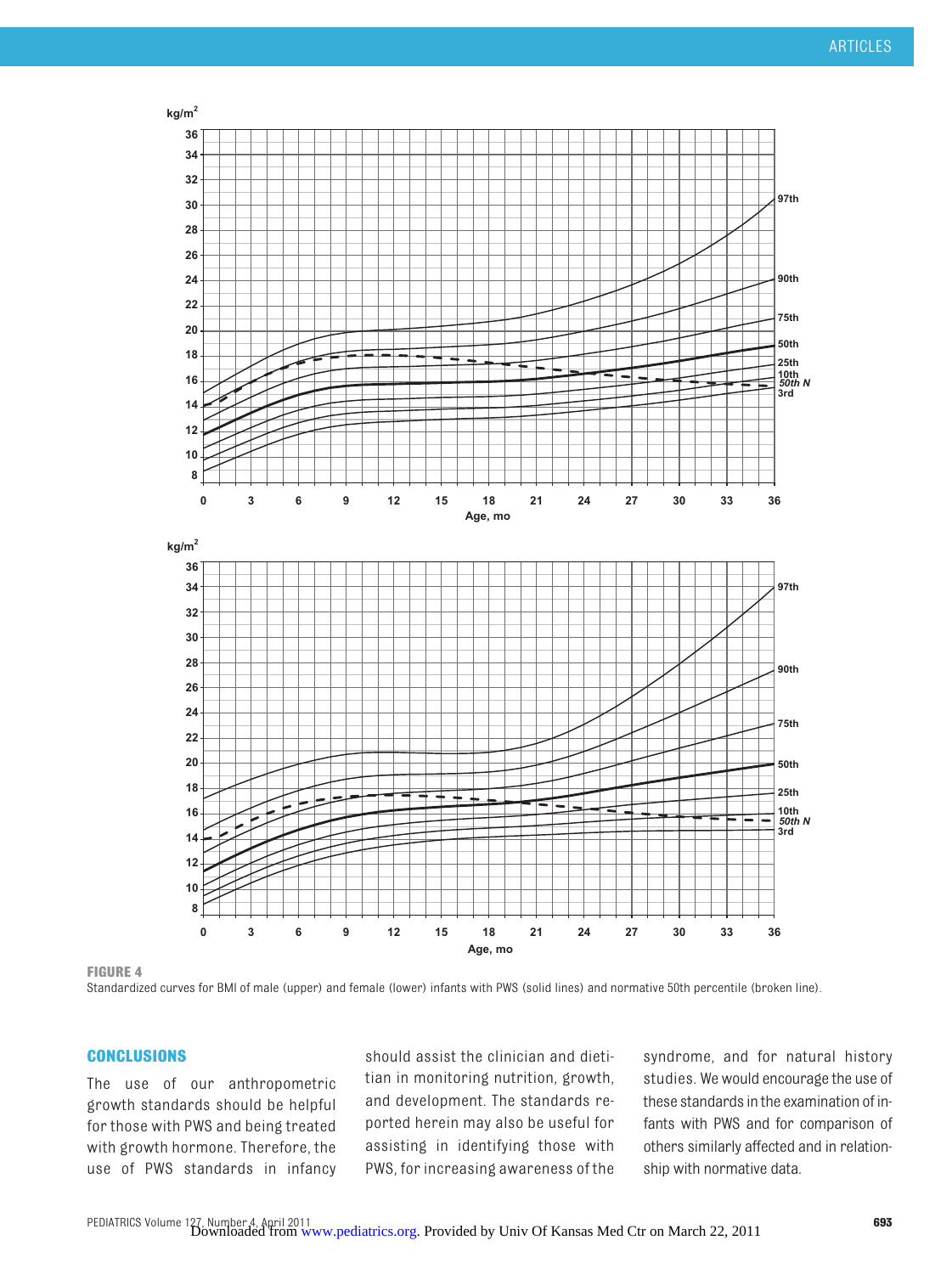FIGURE 4

Standardized curves for BMI of male (upper) and female (lower) infants with PWS (solid lines) and normative 50th percentile (broken line).

## CONCLUSIONS

The use of our anthropometric growth standards should be helpful for those with PWS and being treated with growth hormone. Therefore, the use of PWS standards in infancy should assist the clinician and dietitian in monitoring nutrition, growth, and development. The standards reported herein may also be useful for assisting in identifying those with PWS, for increasing awareness of the syndrome, and for natural history studies. We would encourage the use of these standards in the examination of infants with PWS and for comparison of others similarly affected and in relationship with normative data.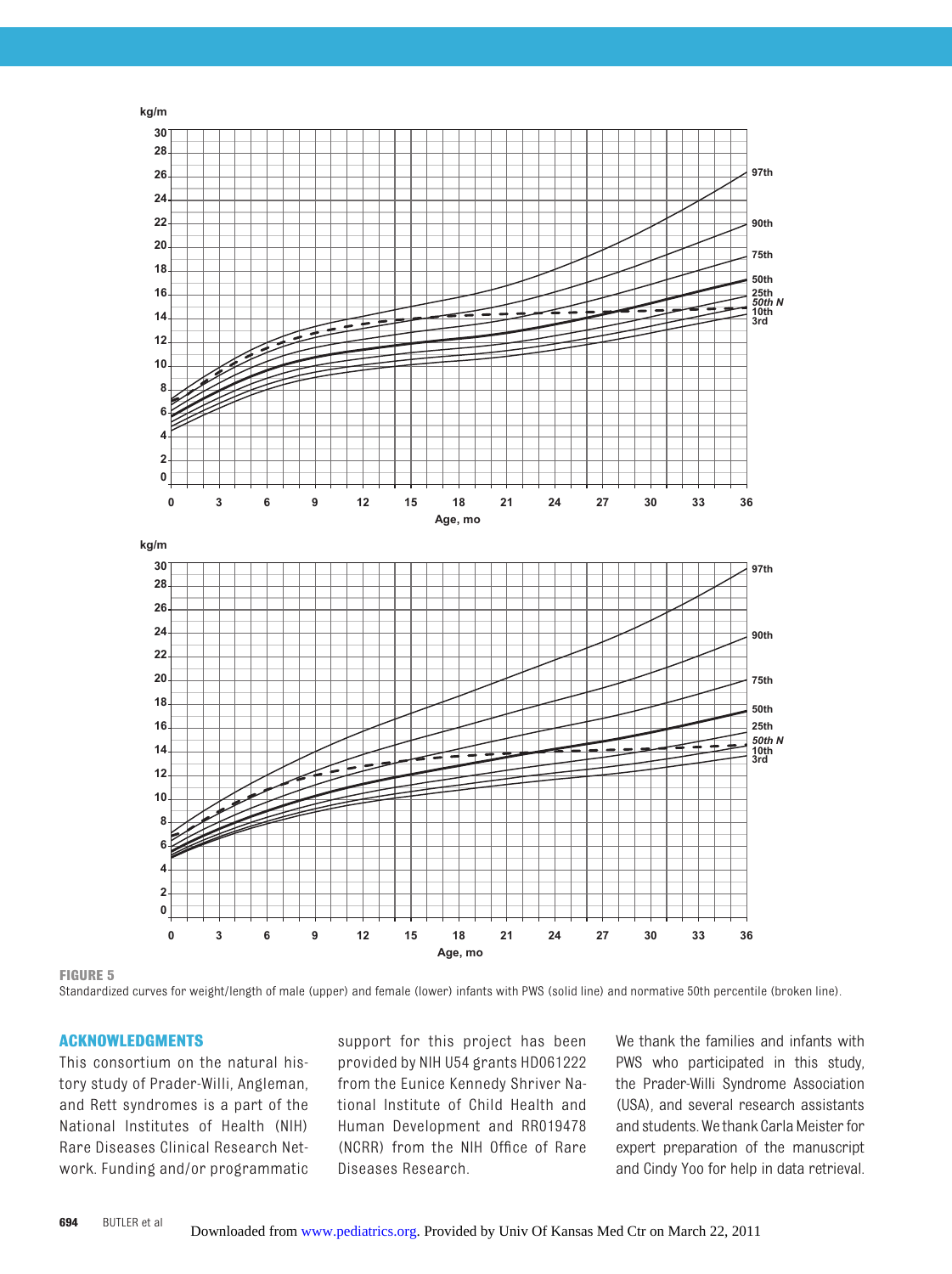**FIGURE 5**

Standardized curves for weight/length of male (upper) and female (lower) infants with PWS (solid line) and normative 50th percentile (broken line).

## ACKNOWLEDGMENTS

This consortium on the natural history study of Prader-Willi, Angleman, and Rett syndromes is a part of the National Institutes of Health (NIH) Rare Diseases Clinical Research Network. Funding and/or programmatic support for this project has been provided by NIH U54 grants HD061222 from the Eunice Kennedy Shriver National Institute of Child Health and Human Development and RR019478 (NCRR) from the NIH Office of Rare Diseases Research.

We thank the families and infants with PWS who participated in this study, the Prader-Willi Syndrome Association (USA), and several research assistants and students. We thank Carla Meister for expert preparation of the manuscript and Cindy Yoo for help in data retrieval.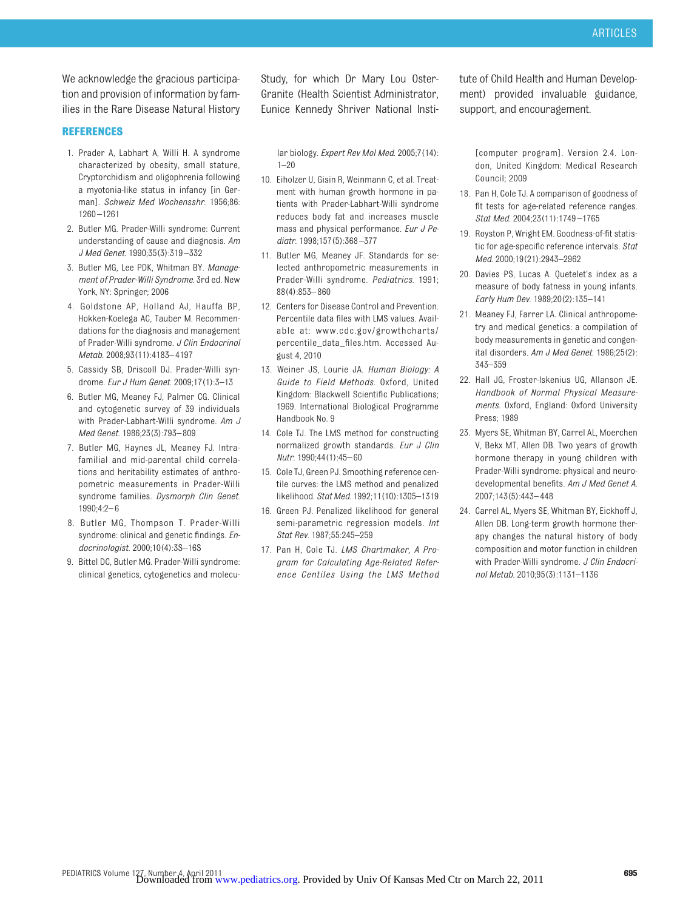We acknowledge the gracious participation and provision of information by families in the Rare Disease Natural History Study, for which Dr Mary Lou Oster-Granite (Health Scientist Administrator, Eunice Kennedy Shriver National Institute of Child Health and Human Development) provided invaluable guidance, support, and encouragement.

## REFERENCES

1. Prader A, Labhart A, Willi H. A syndrome characterized by obesity, small stature, Cryptorchidism and oligophrenia following a myotonia-like status in infancy [in German]. *Schweiz Med Wochensshr.* 1956;86:1260–1261
2. Butler MG. Prader-Willi syndrome: Current understanding of cause and diagnosis. *Am J Med Genet.* 1990;35(3):319–332
3. Butler MG, Lee PDK, Whitman BY. *Management of Prader-Willi Syndrome.* 3rd ed. New York, NY: Springer; 2006
4. Goldstone AP, Holland AJ, Hauffa BP, Hokken-Koelega AC, Tauber M. Recommendations for the diagnosis and management of Prader-Willi syndrome. *J Clin Endocrinol Metab.* 2008;93(11):4183–4197
5. Cassidy SB, Driscoll DJ. Prader-Willi syndrome. *Eur J Hum Genet.* 2009;17(1):3–13
6. Butler MG, Meaney FJ, Palmer CG. Clinical and cytogenetic survey of 39 individuals with Prader-Labhart-Willi syndrome. *Am J Med Genet.* 1986;23(3):793–809
7. Butler MG, Haynes JL, Meaney FJ. Intrafamilial and mid-parental child correlations and heritability estimates of anthropometric measurements in Prader-Willi syndrome families. *Dysmorph Clin Genet.* 1990;4:2–6
8. Butler MG, Thompson T. Prader-Willi syndrome: clinical and genetic findings. *Endocrinologist.* 2000;10(4):3S–16S
9. Bittel DC, Butler MG. Prader-Willi syndrome: clinical genetics, cytogenetics and molecular biology. *Expert Rev Mol Med.* 2005;7(14):1–20
10. Eiholzer U, Gisin R, Weinmann C, et al. Treatment with human growth hormone in patients with Prader-Labhart-Willi syndrome reduces body fat and increases muscle mass and physical performance. *Eur J Pediatr.* 1998;157(5):368–377
11. Butler MG, Meaney JF. Standards for selected anthropometric measurements in Prader-Willi syndrome. *Pediatrics.* 1991;88(4):853–860
12. Centers for Disease Control and Prevention. Percentile data files with LMS values. Available at: www.cdc.gov/growthcharts/percentile_data_files.htm. Accessed August 4, 2010
13. Weiner JS, Lourie JA. *Human Biology: A Guide to Field Methods.* Oxford, United Kingdom: Blackwell Scientific Publications; 1969. International Biological Programme Handbook No. 9
14. Cole TJ. The LMS method for constructing normalized growth standards. *Eur J Clin Nutr.* 1990;44(1):45–60
15. Cole TJ, Green PJ. Smoothing reference centile curves: the LMS method and penalized likelihood. *Stat Med.* 1992;11(10):1305–1319
16. Green PJ. Penalized likelihood for general semi-parametric regression models. *Int Stat Rev.* 1987;55:245–259
17. Pan H, Cole TJ. *LMS Chartmaker, A Program for Calculating Age-Related Reference Centiles Using the LMS Method* [computer program]. Version 2.4. London, United Kingdom: Medical Research Council; 2009
18. Pan H, Cole TJ. A comparison of goodness of fit tests for age-related reference ranges. *Stat Med.* 2004;23(11):1749–1765
19. Royston P, Wright EM. Goodness-of-fit statistic for age-specific reference intervals. *Stat Med.* 2000;19(21):2943–2962
20. Davies PS, Lucas A. Quetelet's index as a measure of body fatness in young infants. *Early Hum Dev.* 1989;20(2):135–141
21. Meaney FJ, Farrer LA. Clinical anthropometry and medical genetics: a compilation of body measurements in genetic and congenital disorders. *Am J Med Genet.* 1986;25(2):343–359
22. Hall JG, Froster-Iskenius UG, Allanson JE. *Handbook of Normal Physical Measurements.* Oxford, England: Oxford University Press; 1989
23. Myers SE, Whitman BY, Carrel AL, Moerchen V, Bekx MT, Allen DB. Two years of growth hormone therapy in young children with Prader-Willi syndrome: physical and neurodevelopmental benefits. *Am J Med Genet A.* 2007;143(5):443–448
24. Carrel AL, Myers SE, Whitman BY, Eickhoff J, Allen DB. Long-term growth hormone therapy changes the natural history of body composition and motor function in children with Prader-Willi syndrome. *J Clin Endocrinol Metab.* 2010;95(3):1131–1136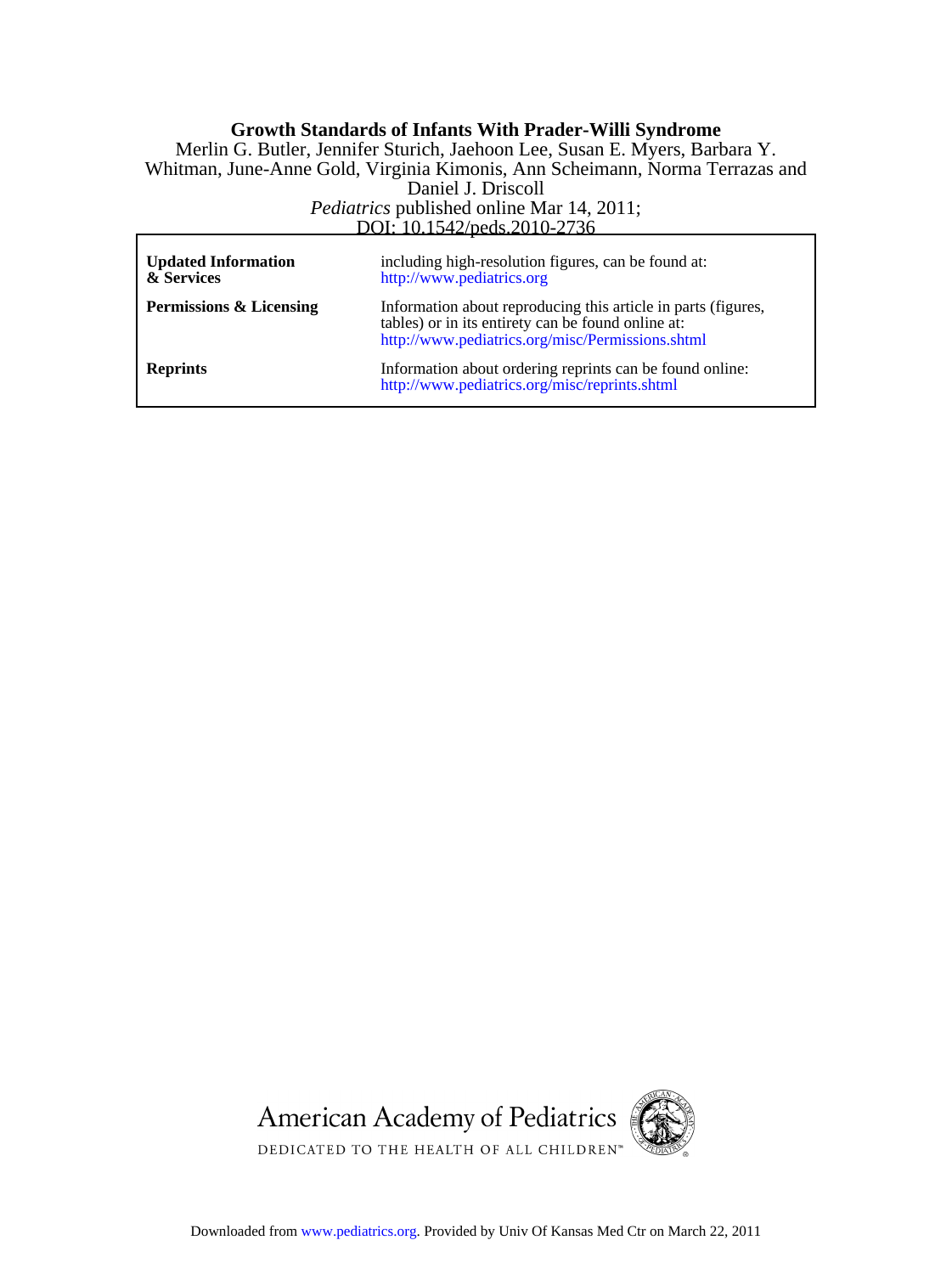**Growth Standards of Infants With Prader-Willi Syndrome**

Merlin G. Butler, Jennifer Sturich, Jaehoon Lee, Susan E. Myers, Barbara Y. Whitman, June-Anne Gold, Virginia Kimonis, Ann Scheimann, Norma Terrazas and Daniel J. Driscoll

*Pediatrics* published online Mar 14, 2011;

DOI: 10.1542/peds.2010-2736

| | |
|---|---|
| **Updated Information & Services** | including high-resolution figures, can be found at: http://www.pediatrics.org |
| **Permissions & Licensing** | Information about reproducing this article in parts (figures, tables) or in its entirety can be found online at: http://www.pediatrics.org/misc/Permissions.shtml |
| **Reprints** | Information about ordering reprints can be found online: http://www.pediatrics.org/misc/reprints.shtml |

American Academy of Pediatrics

DEDICATED TO THE HEALTH OF ALL CHILDREN™

Downloaded from www.pediatrics.org. Provided by Univ Of Kansas Med Ctr on March 22, 2011